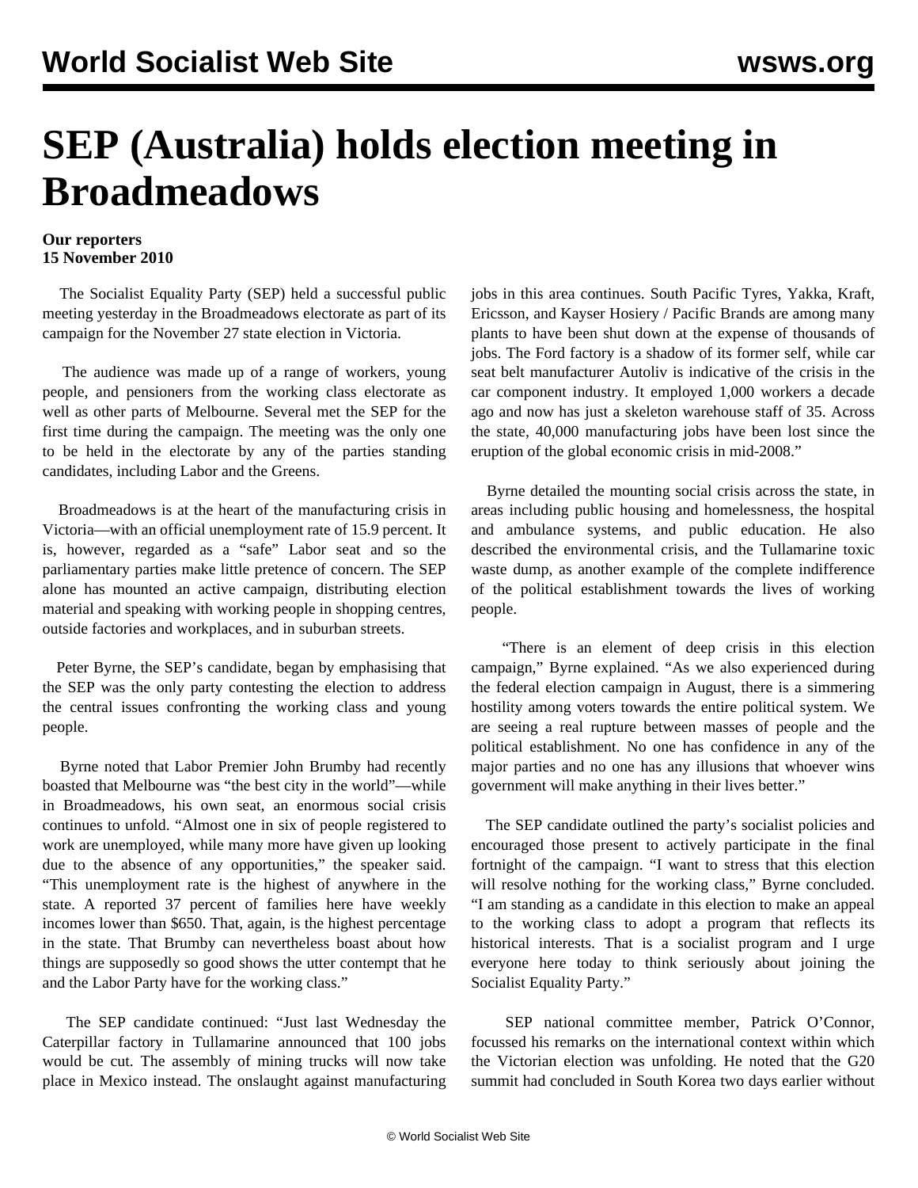# SEP (Australia) holds election meeting in Broadmeadows

**Our reporters**
**15 November 2010**

The Socialist Equality Party (SEP) held a successful public meeting yesterday in the Broadmeadows electorate as part of its campaign for the November 27 state election in Victoria.

The audience was made up of a range of workers, young people, and pensioners from the working class electorate as well as other parts of Melbourne. Several met the SEP for the first time during the campaign. The meeting was the only one to be held in the electorate by any of the parties standing candidates, including Labor and the Greens.

Broadmeadows is at the heart of the manufacturing crisis in Victoria—with an official unemployment rate of 15.9 percent. It is, however, regarded as a "safe" Labor seat and so the parliamentary parties make little pretence of concern. The SEP alone has mounted an active campaign, distributing election material and speaking with working people in shopping centres, outside factories and workplaces, and in suburban streets.

Peter Byrne, the SEP's candidate, began by emphasising that the SEP was the only party contesting the election to address the central issues confronting the working class and young people.

Byrne noted that Labor Premier John Brumby had recently boasted that Melbourne was "the best city in the world"—while in Broadmeadows, his own seat, an enormous social crisis continues to unfold. "Almost one in six of people registered to work are unemployed, while many more have given up looking due to the absence of any opportunities," the speaker said. "This unemployment rate is the highest of anywhere in the state. A reported 37 percent of families here have weekly incomes lower than $650. That, again, is the highest percentage in the state. That Brumby can nevertheless boast about how things are supposedly so good shows the utter contempt that he and the Labor Party have for the working class."

The SEP candidate continued: "Just last Wednesday the Caterpillar factory in Tullamarine announced that 100 jobs would be cut. The assembly of mining trucks will now take place in Mexico instead. The onslaught against manufacturing jobs in this area continues. South Pacific Tyres, Yakka, Kraft, Ericsson, and Kayser Hosiery / Pacific Brands are among many plants to have been shut down at the expense of thousands of jobs. The Ford factory is a shadow of its former self, while car seat belt manufacturer Autoliv is indicative of the crisis in the car component industry. It employed 1,000 workers a decade ago and now has just a skeleton warehouse staff of 35. Across the state, 40,000 manufacturing jobs have been lost since the eruption of the global economic crisis in mid-2008."

Byrne detailed the mounting social crisis across the state, in areas including public housing and homelessness, the hospital and ambulance systems, and public education. He also described the environmental crisis, and the Tullamarine toxic waste dump, as another example of the complete indifference of the political establishment towards the lives of working people.

"There is an element of deep crisis in this election campaign," Byrne explained. "As we also experienced during the federal election campaign in August, there is a simmering hostility among voters towards the entire political system. We are seeing a real rupture between masses of people and the political establishment. No one has confidence in any of the major parties and no one has any illusions that whoever wins government will make anything in their lives better."

The SEP candidate outlined the party's socialist policies and encouraged those present to actively participate in the final fortnight of the campaign. "I want to stress that this election will resolve nothing for the working class," Byrne concluded. "I am standing as a candidate in this election to make an appeal to the working class to adopt a program that reflects its historical interests. That is a socialist program and I urge everyone here today to think seriously about joining the Socialist Equality Party."

SEP national committee member, Patrick O'Connor, focussed his remarks on the international context within which the Victorian election was unfolding. He noted that the G20 summit had concluded in South Korea two days earlier without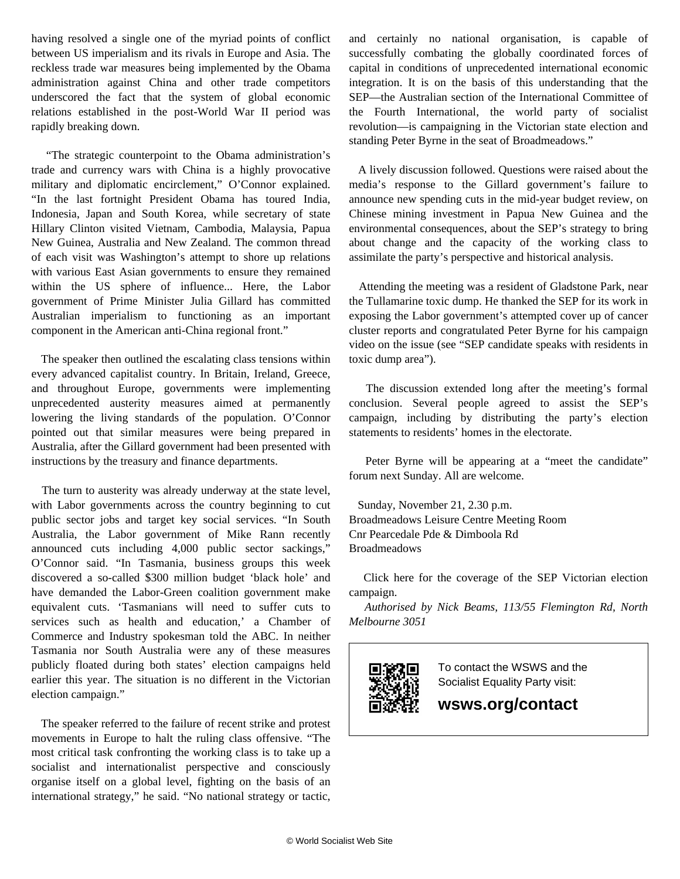having resolved a single one of the myriad points of conflict between US imperialism and its rivals in Europe and Asia. The reckless trade war measures being implemented by the Obama administration against China and other trade competitors underscored the fact that the system of global economic relations established in the post-World War II period was rapidly breaking down.

"The strategic counterpoint to the Obama administration's trade and currency wars with China is a highly provocative military and diplomatic encirclement," O'Connor explained. "In the last fortnight President Obama has toured India, Indonesia, Japan and South Korea, while secretary of state Hillary Clinton visited Vietnam, Cambodia, Malaysia, Papua New Guinea, Australia and New Zealand. The common thread of each visit was Washington's attempt to shore up relations with various East Asian governments to ensure they remained within the US sphere of influence... Here, the Labor government of Prime Minister Julia Gillard has committed Australian imperialism to functioning as an important component in the American anti-China regional front."

The speaker then outlined the escalating class tensions within every advanced capitalist country. In Britain, Ireland, Greece, and throughout Europe, governments were implementing unprecedented austerity measures aimed at permanently lowering the living standards of the population. O'Connor pointed out that similar measures were being prepared in Australia, after the Gillard government had been presented with instructions by the treasury and finance departments.

The turn to austerity was already underway at the state level, with Labor governments across the country beginning to cut public sector jobs and target key social services. "In South Australia, the Labor government of Mike Rann recently announced cuts including 4,000 public sector sackings," O'Connor said. "In Tasmania, business groups this week discovered a so-called $300 million budget 'black hole' and have demanded the Labor-Green coalition government make equivalent cuts. 'Tasmanians will need to suffer cuts to services such as health and education,' a Chamber of Commerce and Industry spokesman told the ABC. In neither Tasmania nor South Australia were any of these measures publicly floated during both states' election campaigns held earlier this year. The situation is no different in the Victorian election campaign."

The speaker referred to the failure of recent strike and protest movements in Europe to halt the ruling class offensive. "The most critical task confronting the working class is to take up a socialist and internationalist perspective and consciously organise itself on a global level, fighting on the basis of an international strategy," he said. "No national strategy or tactic, and certainly no national organisation, is capable of successfully combating the globally coordinated forces of capital in conditions of unprecedented international economic integration. It is on the basis of this understanding that the SEP—the Australian section of the International Committee of the Fourth International, the world party of socialist revolution—is campaigning in the Victorian state election and standing Peter Byrne in the seat of Broadmeadows."

A lively discussion followed. Questions were raised about the media's response to the Gillard government's failure to announce new spending cuts in the mid-year budget review, on Chinese mining investment in Papua New Guinea and the environmental consequences, about the SEP's strategy to bring about change and the capacity of the working class to assimilate the party's perspective and historical analysis.

Attending the meeting was a resident of Gladstone Park, near the Tullamarine toxic dump. He thanked the SEP for its work in exposing the Labor government's attempted cover up of cancer cluster reports and congratulated Peter Byrne for his campaign video on the issue (see "SEP candidate speaks with residents in toxic dump area").

The discussion extended long after the meeting's formal conclusion. Several people agreed to assist the SEP's campaign, including by distributing the party's election statements to residents' homes in the electorate.

Peter Byrne will be appearing at a "meet the candidate" forum next Sunday. All are welcome.

Sunday, November 21, 2.30 p.m.
Broadmeadows Leisure Centre Meeting Room
Cnr Pearcedale Pde & Dimboola Rd
Broadmeadows

Click here for the coverage of the SEP Victorian election campaign.

*Authorised by Nick Beams, 113/55 Flemington Rd, North Melbourne 3051*

To contact the WSWS and the Socialist Equality Party visit:

**wsws.org/contact**